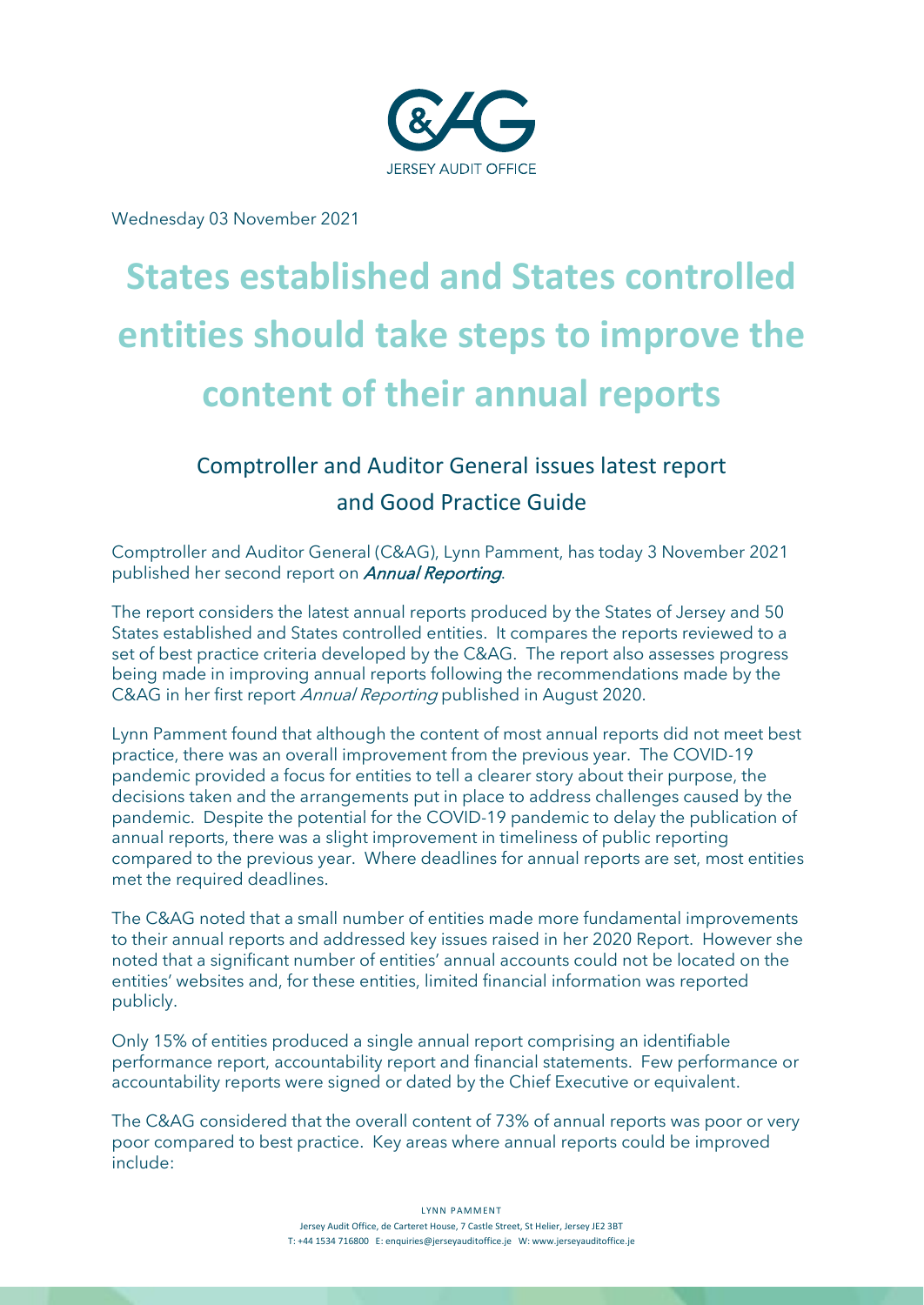Wednesday 03 November 2021

# States established and States controlled entities should take steps to improve the content of their annual reports

## Comptroller and Auditor General issues latest report and Good Practice Guide

Comptroller and Auditor General (C&AG), Lynn Pamment, has today 3 November 2021 published her second report on *Annual Reporting*.

The report considers the latest annual reports produced by the States of Jersey and 50 States established and States controlled entities. It compares the reports reviewed to a set of best practice criteria developed by the C&AG. The report also assesses progress being made in improving annual reports following the recommendations made by the C&AG in her first report *Annual Reporting* published in August 2020.

Lynn Pamment found that although the content of most annual reports did not meet best practice, there was an overall improvement from the previous year. The COVID-19 pandemic provided a focus for entities to tell a clearer story about their purpose, the decisions taken and the arrangements put in place to address challenges caused by the pandemic. Despite the potential for the COVID-19 pandemic to delay the publication of annual reports, there was a slight improvement in timeliness of public reporting compared to the previous year. Where deadlines for annual reports are set, most entities met the required deadlines.

The C&AG noted that a small number of entities made more fundamental improvements to their annual reports and addressed key issues raised in her 2020 Report. However she noted that a significant number of entities' annual accounts could not be located on the entities' websites and, for these entities, limited financial information was reported publicly.

Only 15% of entities produced a single annual report comprising an identifiable performance report, accountability report and financial statements. Few performance or accountability reports were signed or dated by the Chief Executive or equivalent.

The C&AG considered that the overall content of 73% of annual reports was poor or very poor compared to best practice. Key areas where annual reports could be improved include: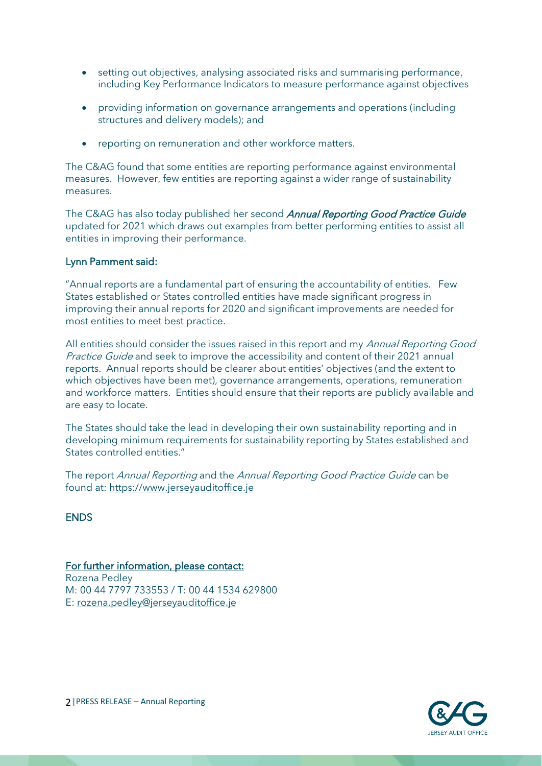- setting out objectives, analysing associated risks and summarising performance, including Key Performance Indicators to measure performance against objectives
- providing information on governance arrangements and operations (including structures and delivery models); and
- reporting on remuneration and other workforce matters.

The C&AG found that some entities are reporting performance against environmental measures. However, few entities are reporting against a wider range of sustainability measures.

The C&AG has also today published her second ***Annual Reporting Good Practice Guide*** updated for 2021 which draws out examples from better performing entities to assist all entities in improving their performance.

**Lynn Pamment said:**

"Annual reports are a fundamental part of ensuring the accountability of entities. Few States established or States controlled entities have made significant progress in improving their annual reports for 2020 and significant improvements are needed for most entities to meet best practice.

All entities should consider the issues raised in this report and my *Annual Reporting Good Practice Guide* and seek to improve the accessibility and content of their 2021 annual reports. Annual reports should be clearer about entities' objectives (and the extent to which objectives have been met), governance arrangements, operations, remuneration and workforce matters. Entities should ensure that their reports are publicly available and are easy to locate.

The States should take the lead in developing their own sustainability reporting and in developing minimum requirements for sustainability reporting by States established and States controlled entities."

The report *Annual Reporting* and the *Annual Reporting Good Practice Guide* can be found at: https://www.jerseyauditoffice.je

**ENDS**

For further information, please contact:
Rozena Pedley
M: 00 44 7797 733553 / T: 00 44 1534 629800
E: rozena.pedley@jerseyauditoffice.je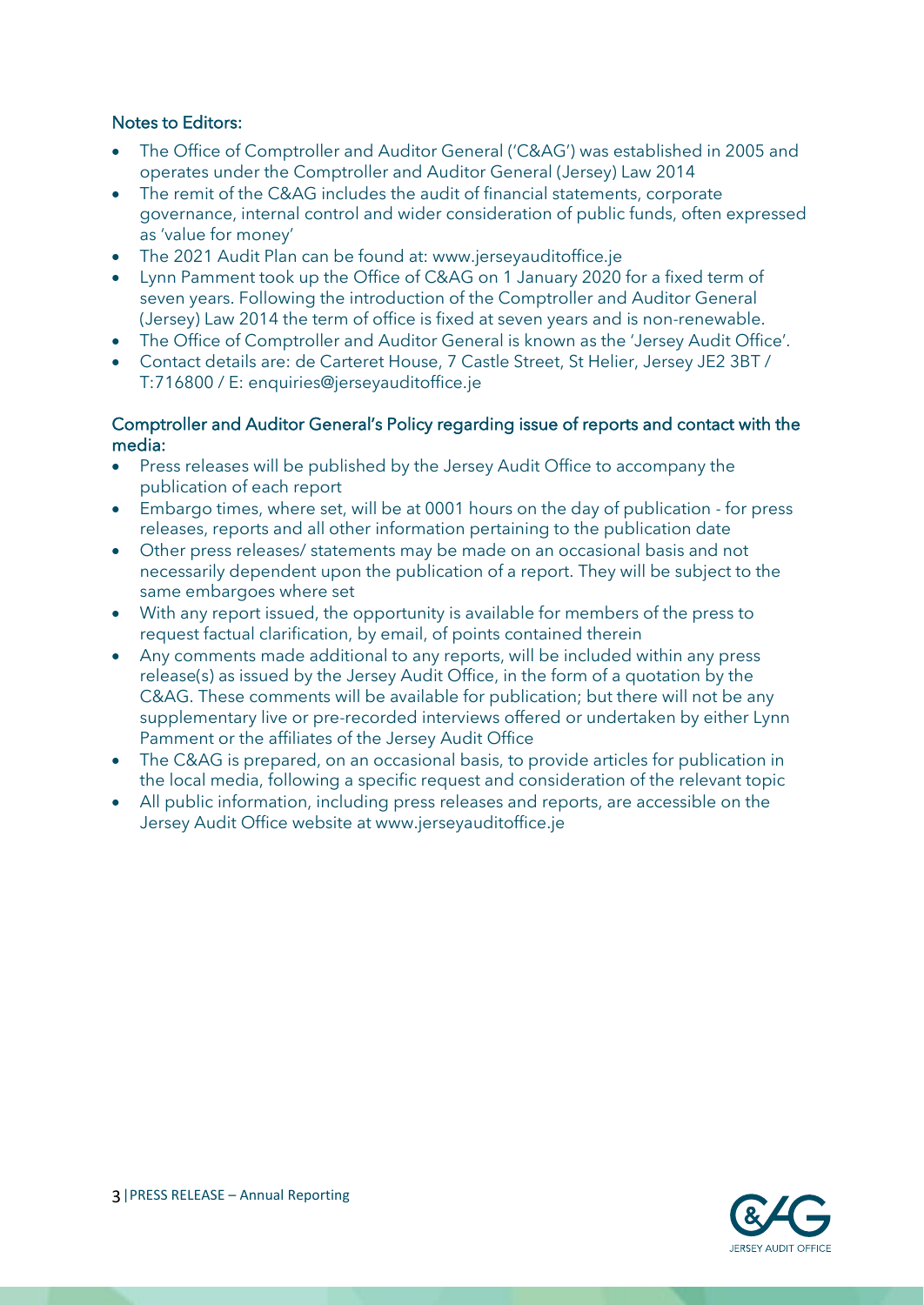### Notes to Editors:

- The Office of Comptroller and Auditor General ('C&AG') was established in 2005 and operates under the Comptroller and Auditor General (Jersey) Law 2014
- The remit of the C&AG includes the audit of financial statements, corporate governance, internal control and wider consideration of public funds, often expressed as 'value for money'
- The 2021 Audit Plan can be found at: www.jerseyauditoffice.je
- Lynn Pamment took up the Office of C&AG on 1 January 2020 for a fixed term of seven years. Following the introduction of the Comptroller and Auditor General (Jersey) Law 2014 the term of office is fixed at seven years and is non-renewable.
- The Office of Comptroller and Auditor General is known as the 'Jersey Audit Office'.
- Contact details are: de Carteret House, 7 Castle Street, St Helier, Jersey JE2 3BT / T:716800 / E: enquiries@jerseyauditoffice.je

### Comptroller and Auditor General's Policy regarding issue of reports and contact with the media:

- Press releases will be published by the Jersey Audit Office to accompany the publication of each report
- Embargo times, where set, will be at 0001 hours on the day of publication - for press releases, reports and all other information pertaining to the publication date
- Other press releases/ statements may be made on an occasional basis and not necessarily dependent upon the publication of a report. They will be subject to the same embargoes where set
- With any report issued, the opportunity is available for members of the press to request factual clarification, by email, of points contained therein
- Any comments made additional to any reports, will be included within any press release(s) as issued by the Jersey Audit Office, in the form of a quotation by the C&AG. These comments will be available for publication; but there will not be any supplementary live or pre-recorded interviews offered or undertaken by either Lynn Pamment or the affiliates of the Jersey Audit Office
- The C&AG is prepared, on an occasional basis, to provide articles for publication in the local media, following a specific request and consideration of the relevant topic
- All public information, including press releases and reports, are accessible on the Jersey Audit Office website at www.jerseyauditoffice.je